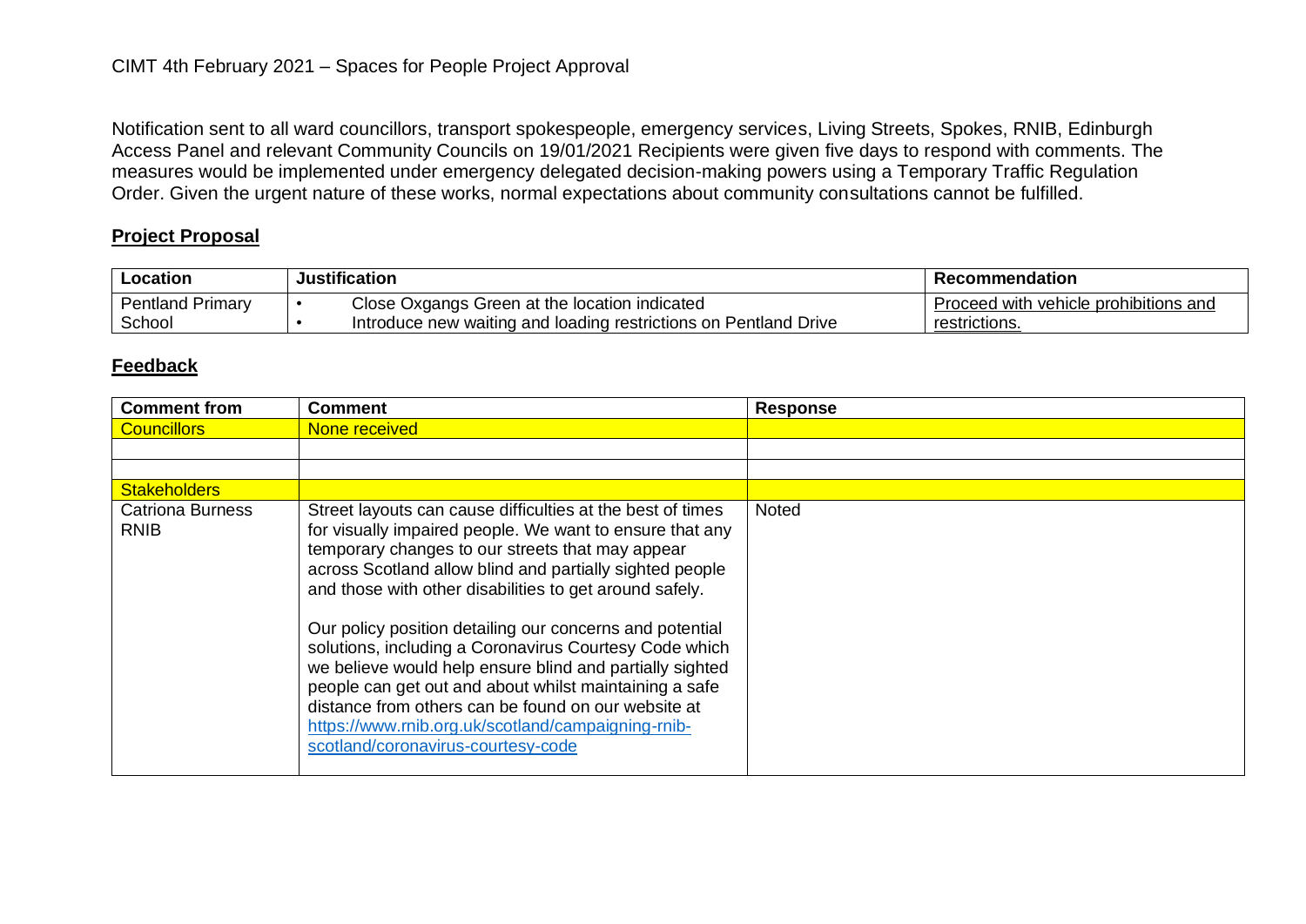CIMT 4th February 2021 – Spaces for People Project Approval

Notification sent to all ward councillors, transport spokespeople, emergency services, Living Streets, Spokes, RNIB, Edinburgh Access Panel and relevant Community Councils on 19/01/2021 Recipients were given five days to respond with comments. The measures would be implemented under emergency delegated decision-making powers using a Temporary Traffic Regulation Order. Given the urgent nature of these works, normal expectations about community consultations cannot be fulfilled.

## Project Proposal

| Location | Justification | Recommendation |
|---|---|---|
| Pentland Primary School | • Close Oxgangs Green at the location indicated<br>• Introduce new waiting and loading restrictions on Pentland Drive | Proceed with vehicle prohibitions and restrictions. |

## Feedback

| Comment from | Comment | Response |
|---|---|---|
| Councillors | None received | |
| | | |
| | | |
| Stakeholders | | |
| Catriona Burness RNIB | Street layouts can cause difficulties at the best of times for visually impaired people. We want to ensure that any temporary changes to our streets that may appear across Scotland allow blind and partially sighted people and those with other disabilities to get around safely.<br><br>Our policy position detailing our concerns and potential solutions, including a Coronavirus Courtesy Code which we believe would help ensure blind and partially sighted people can get out and about whilst maintaining a safe distance from others can be found on our website at https://www.rnib.org.uk/scotland/campaigning-rnib-scotland/coronavirus-courtesy-code | Noted |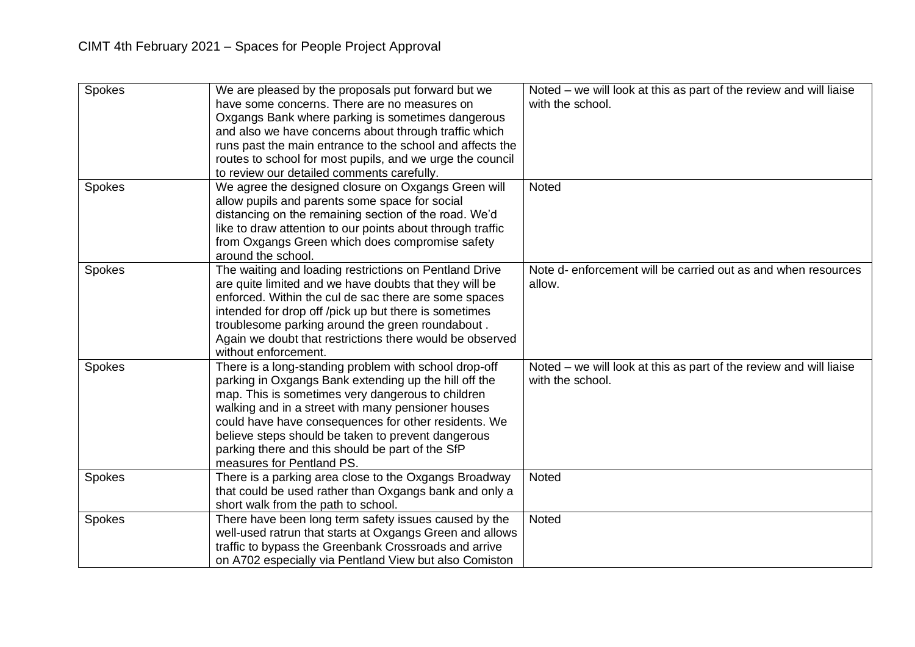CIMT 4th February 2021 – Spaces for People Project Approval

| | | |
|---|---|---|
| Spokes | We are pleased by the proposals put forward but we have some concerns. There are no measures on Oxgangs Bank where parking is sometimes dangerous and also we have concerns about through traffic which runs past the main entrance to the school and affects the routes to school for most pupils, and we urge the council to review our detailed comments carefully. | Noted – we will look at this as part of the review and will liaise with the school. |
| Spokes | We agree the designed closure on Oxgangs Green will allow pupils and parents some space for social distancing on the remaining section of the road. We'd like to draw attention to our points about through traffic from Oxgangs Green which does compromise safety around the school. | Noted |
| Spokes | The waiting and loading restrictions on Pentland Drive are quite limited and we have doubts that they will be enforced. Within the cul de sac there are some spaces intended for drop off /pick up but there is sometimes troublesome parking around the green roundabout . Again we doubt that restrictions there would be observed without enforcement. | Note d- enforcement will be carried out as and when resources allow. |
| Spokes | There is a long-standing problem with school drop-off parking in Oxgangs Bank extending up the hill off the map. This is sometimes very dangerous to children walking and in a street with many pensioner houses could have have consequences for other residents. We believe steps should be taken to prevent dangerous parking there and this should be part of the SfP measures for Pentland PS. | Noted – we will look at this as part of the review and will liaise with the school. |
| Spokes | There is a parking area close to the Oxgangs Broadway that could be used rather than Oxgangs bank and only a short walk from the path to school. | Noted |
| Spokes | There have been long term safety issues caused by the well-used ratrun that starts at Oxgangs Green and allows traffic to bypass the Greenbank Crossroads and arrive on A702 especially via Pentland View but also Comiston | Noted |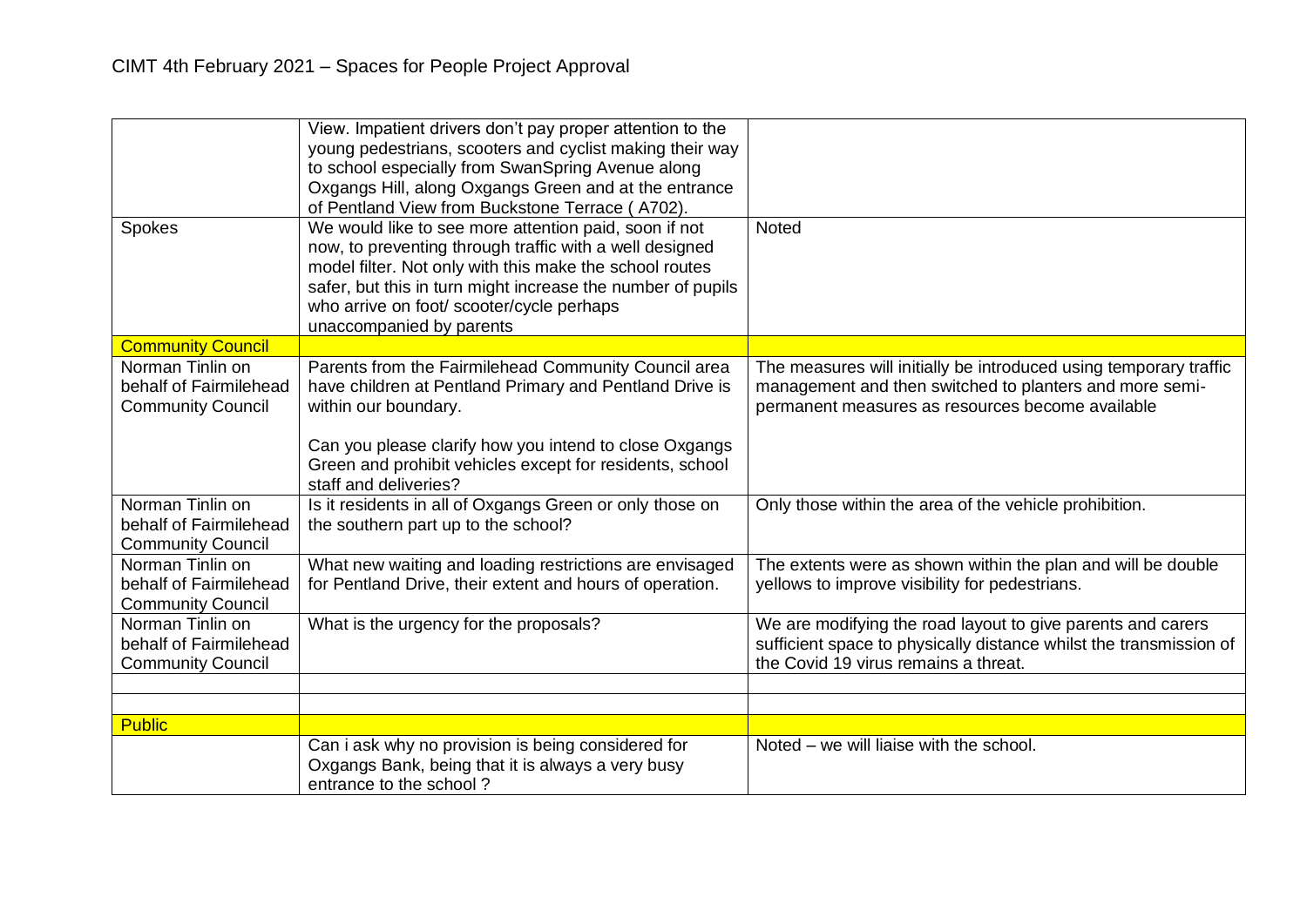# CIMT 4th February 2021 – Spaces for People Project Approval

| | | |
|---|---|---|
| | View. Impatient drivers don't pay proper attention to the young pedestrians, scooters and cyclist making their way to school especially from SwanSpring Avenue along Oxgangs Hill, along Oxgangs Green and at the entrance of Pentland View from Buckstone Terrace ( A702). | |
| Spokes | We would like to see more attention paid, soon if not now, to preventing through traffic with a well designed model filter. Not only with this make the school routes safer, but this in turn might increase the number of pupils who arrive on foot/ scooter/cycle perhaps unaccompanied by parents | Noted |
| **Community Council** | | |
| Norman Tinlin on behalf of Fairmilehead Community Council | Parents from the Fairmilehead Community Council area have children at Pentland Primary and Pentland Drive is within our boundary.<br><br>Can you please clarify how you intend to close Oxgangs Green and prohibit vehicles except for residents, school staff and deliveries? | The measures will initially be introduced using temporary traffic management and then switched to planters and more semi-permanent measures as resources become available |
| Norman Tinlin on behalf of Fairmilehead Community Council | Is it residents in all of Oxgangs Green or only those on the southern part up to the school? | Only those within the area of the vehicle prohibition. |
| Norman Tinlin on behalf of Fairmilehead Community Council | What new waiting and loading restrictions are envisaged for Pentland Drive, their extent and hours of operation. | The extents were as shown within the plan and will be double yellows to improve visibility for pedestrians. |
| Norman Tinlin on behalf of Fairmilehead Community Council | What is the urgency for the proposals? | We are modifying the road layout to give parents and carers sufficient space to physically distance whilst the transmission of the Covid 19 virus remains a threat. |
| | | |
| | | |
| **Public** | | |
| | Can i ask why no provision is being considered for Oxgangs Bank, being that it is always a very busy entrance to the school ? | Noted – we will liaise with the school. |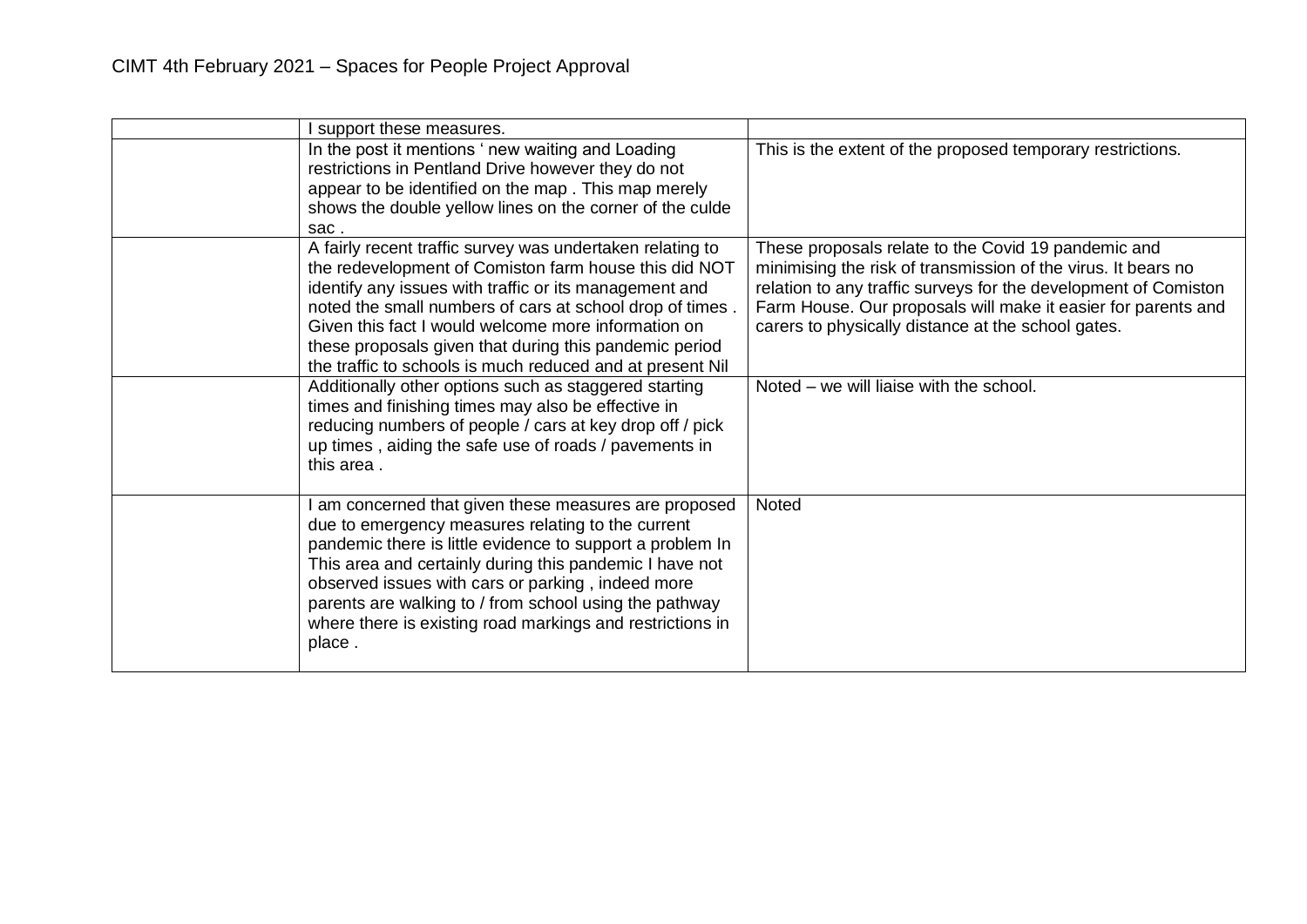| | | |
|---|---|---|
| | I support these measures. | |
| | In the post it mentions ' new waiting and Loading restrictions in Pentland Drive however they do not appear to be identified on the map . This map merely shows the double yellow lines on the corner of the culde sac . | This is the extent of the proposed temporary restrictions. |
| | A fairly recent traffic survey was undertaken relating to the redevelopment of Comiston farm house this did NOT identify any issues with traffic or its management and noted the small numbers of cars at school drop of times . Given this fact I would welcome more information on these proposals given that during this pandemic period the traffic to schools is much reduced and at present Nil | These proposals relate to the Covid 19 pandemic and minimising the risk of transmission of the virus. It bears no relation to any traffic surveys for the development of Comiston Farm House. Our proposals will make it easier for parents and carers to physically distance at the school gates. |
| | Additionally other options such as staggered starting times and finishing times may also be effective in reducing numbers of people / cars at key drop off / pick up times , aiding the safe use of roads / pavements in this area . | Noted – we will liaise with the school. |
| | I am concerned that given these measures are proposed due to emergency measures relating to the current pandemic there is little evidence to support a problem In This area and certainly during this pandemic I have not observed issues with cars or parking , indeed more parents are walking to / from school using the pathway where there is existing road markings and restrictions in place . | Noted |